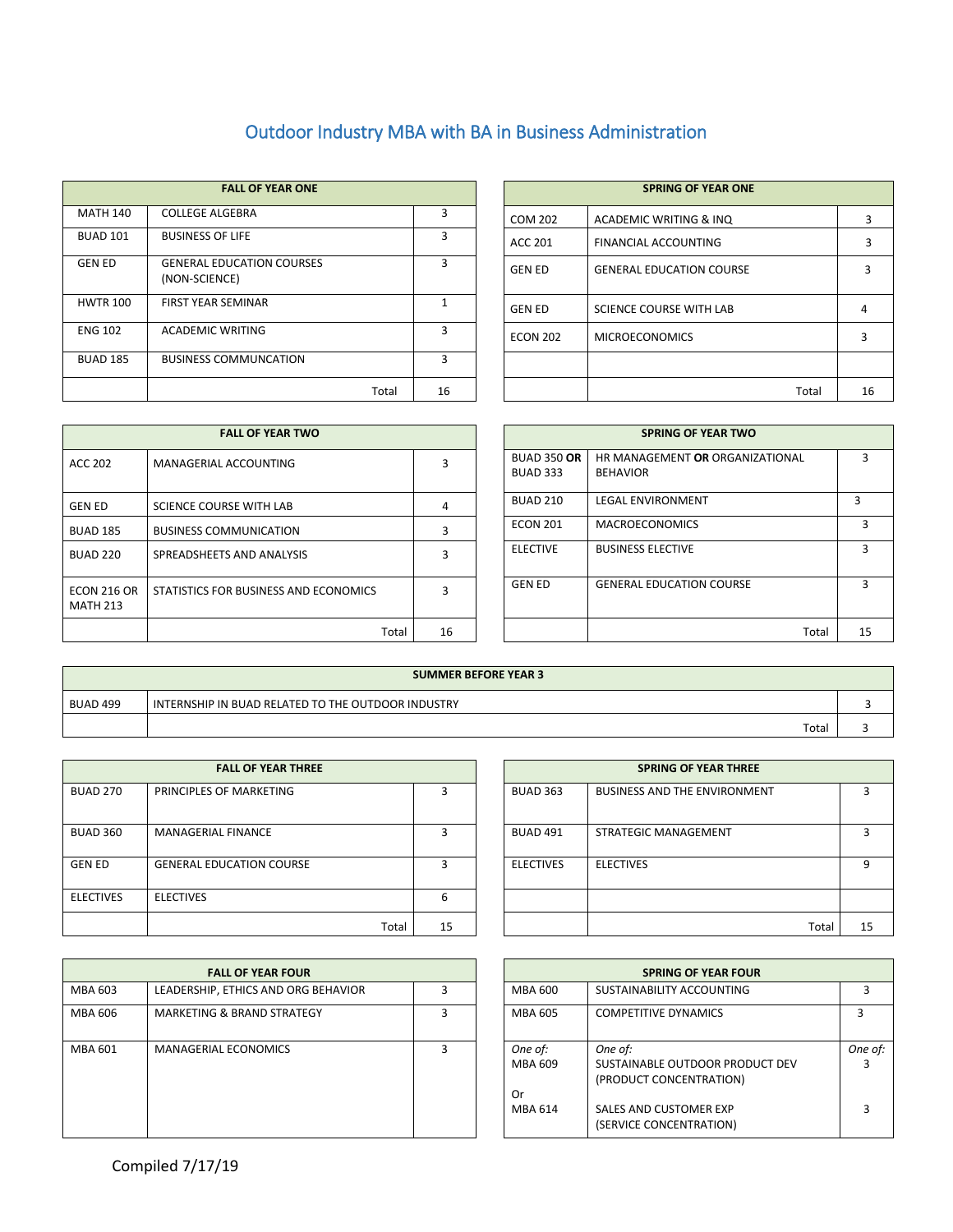# Outdoor Industry MBA with BA in Business Administration

| FALL OF YEAR ONE | | |
|---|---|---|
| MATH 140 | COLLEGE ALGEBRA | 3 |
| BUAD 101 | BUSINESS OF LIFE | 3 |
| GEN ED | GENERAL EDUCATION COURSES (NON-SCIENCE) | 3 |
| HWTR 100 | FIRST YEAR SEMINAR | 1 |
| ENG 102 | ACADEMIC WRITING | 3 |
| BUAD 185 | BUSINESS COMMUNCATION | 3 |
| | Total | 16 |

| SPRING OF YEAR ONE | | |
|---|---|---|
| COM 202 | ACADEMIC WRITING & INQ | 3 |
| ACC 201 | FINANCIAL ACCOUNTING | 3 |
| GEN ED | GENERAL EDUCATION COURSE | 3 |
| GEN ED | SCIENCE COURSE WITH LAB | 4 |
| ECON 202 | MICROECONOMICS | 3 |
| | | |
| | Total | 16 |

| FALL OF YEAR TWO | | |
|---|---|---|
| ACC 202 | MANAGERIAL ACCOUNTING | 3 |
| GEN ED | SCIENCE COURSE WITH LAB | 4 |
| BUAD 185 | BUSINESS COMMUNICATION | 3 |
| BUAD 220 | SPREADSHEETS AND ANALYSIS | 3 |
| ECON 216 OR MATH 213 | STATISTICS FOR BUSINESS AND ECONOMICS | 3 |
| | Total | 16 |

| SPRING OF YEAR TWO | | |
|---|---|---|
| BUAD 350 **OR** BUAD 333 | HR MANAGEMENT **OR** ORGANIZATIONAL BEHAVIOR | 3 |
| BUAD 210 | LEGAL ENVIRONMENT | 3 |
| ECON 201 | MACROECONOMICS | 3 |
| ELECTIVE | BUSINESS ELECTIVE | 3 |
| GEN ED | GENERAL EDUCATION COURSE | 3 |
| | Total | 15 |

| SUMMER BEFORE YEAR 3 | | |
|---|---|---|
| BUAD 499 | INTERNSHIP IN BUAD RELATED TO THE OUTDOOR INDUSTRY | 3 |
| | Total | 3 |

| FALL OF YEAR THREE | | |
|---|---|---|
| BUAD 270 | PRINCIPLES OF MARKETING | 3 |
| BUAD 360 | MANAGERIAL FINANCE | 3 |
| GEN ED | GENERAL EDUCATION COURSE | 3 |
| ELECTIVES | ELECTIVES | 6 |
| | Total | 15 |

| SPRING OF YEAR THREE | | |
|---|---|---|
| BUAD 363 | BUSINESS AND THE ENVIRONMENT | 3 |
| BUAD 491 | STRATEGIC MANAGEMENT | 3 |
| ELECTIVES | ELECTIVES | 9 |
| | | |
| | Total | 15 |

| FALL OF YEAR FOUR | | |
|---|---|---|
| MBA 603 | LEADERSHIP, ETHICS AND ORG BEHAVIOR | 3 |
| MBA 606 | MARKETING & BRAND STRATEGY | 3 |
| MBA 601 | MANAGERIAL ECONOMICS | 3 |

| SPRING OF YEAR FOUR | | |
|---|---|---|
| MBA 600 | SUSTAINABILITY ACCOUNTING | 3 |
| MBA 605 | COMPETITIVE DYNAMICS | 3 |
| *One of:* MBA 609 Or MBA 614 | *One of:* SUSTAINABLE OUTDOOR PRODUCT DEV (PRODUCT CONCENTRATION) SALES AND CUSTOMER EXP (SERVICE CONCENTRATION) | *One of:* 3 3 |

Compiled 7/17/19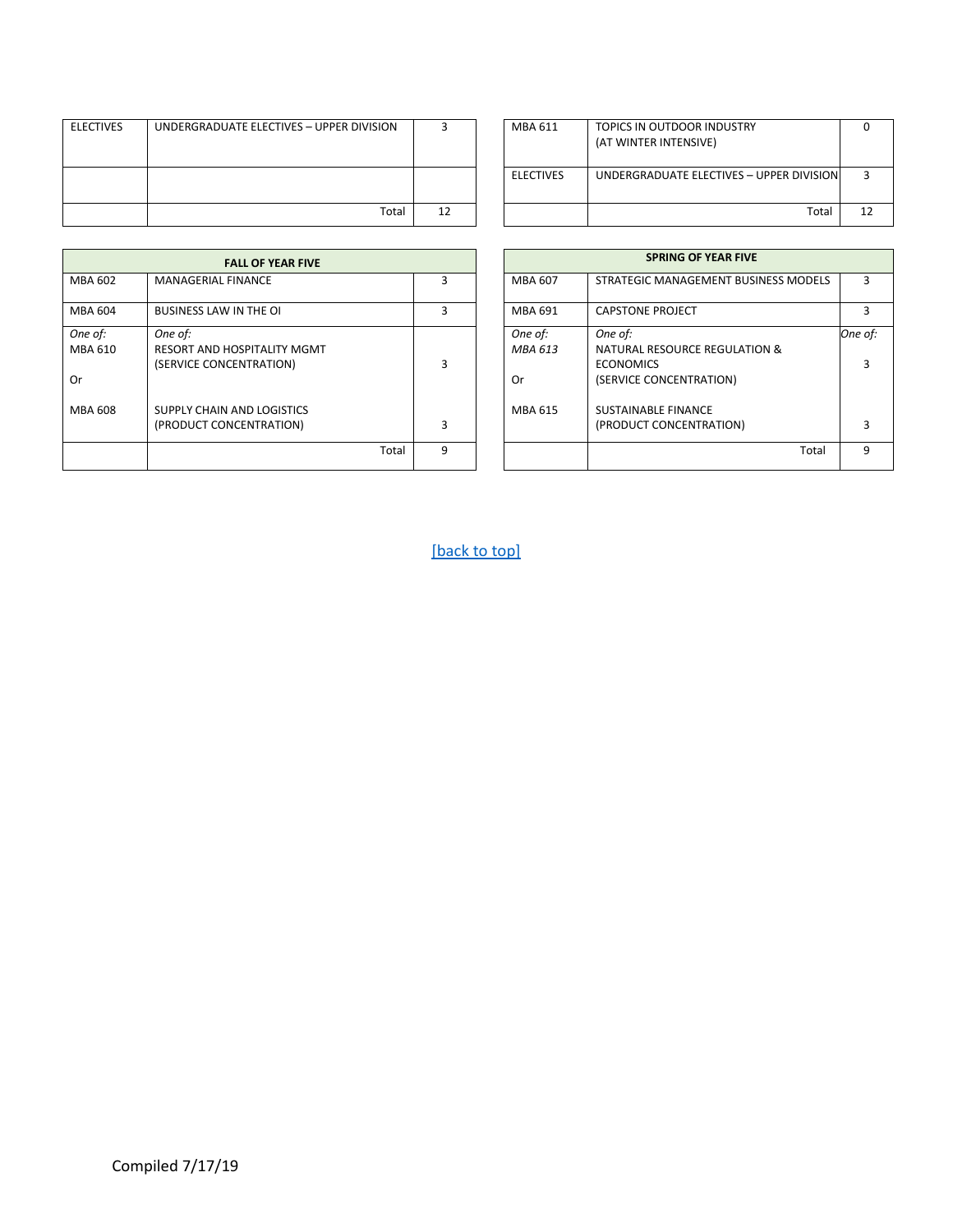| | | |
|---|---|---|
| ELECTIVES | UNDERGRADUATE ELECTIVES – UPPER DIVISION | 3 |
| | | |
| | Total | 12 |

| | | |
|---|---|---|
| MBA 611 | TOPICS IN OUTDOOR INDUSTRY (AT WINTER INTENSIVE) | 0 |
| ELECTIVES | UNDERGRADUATE ELECTIVES – UPPER DIVISION | 3 |
| | Total | 12 |

| FALL OF YEAR FIVE | | |
|---|---|---|
| MBA 602 | MANAGERIAL FINANCE | 3 |
| MBA 604 | BUSINESS LAW IN THE OI | 3 |
| *One of:* MBA 610 | *One of:* RESORT AND HOSPITALITY MGMT (SERVICE CONCENTRATION) | 3 |
| Or MBA 608 | SUPPLY CHAIN AND LOGISTICS (PRODUCT CONCENTRATION) | 3 |
| | Total | 9 |

| SPRING OF YEAR FIVE | | |
|---|---|---|
| MBA 607 | STRATEGIC MANAGEMENT BUSINESS MODELS | 3 |
| MBA 691 | CAPSTONE PROJECT | 3 |
| *One of:* *MBA 613* | *One of:* NATURAL RESOURCE REGULATION & ECONOMICS (SERVICE CONCENTRATION) | *One of:* 3 |
| Or MBA 615 | SUSTAINABLE FINANCE (PRODUCT CONCENTRATION) | 3 |
| | Total | 9 |

[back to top]

Compiled 7/17/19